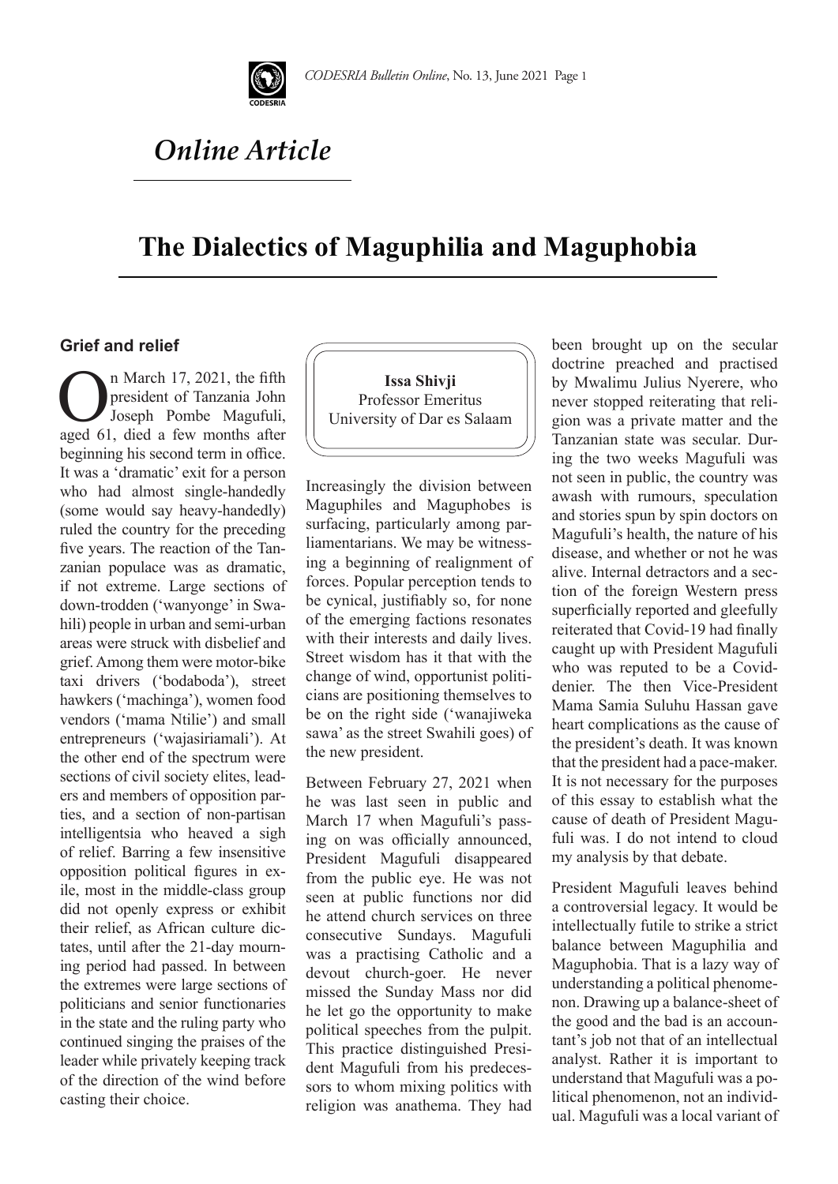*Online Article*

# The Dialectics of Maguphilia and Maguphobia

**Issa Shivji**
Professor Emeritus
University of Dar es Salaam

## Grief and relief

On March 17, 2021, the fifth president of Tanzania John Joseph Pombe Magufuli, aged 61, died a few months after beginning his second term in office. It was a 'dramatic' exit for a person who had almost single-handedly (some would say heavy-handedly) ruled the country for the preceding five years. The reaction of the Tanzanian populace was as dramatic, if not extreme. Large sections of down-trodden ('wanyonge' in Swahili) people in urban and semi-urban areas were struck with disbelief and grief. Among them were motor-bike taxi drivers ('bodaboda'), street hawkers ('machinga'), women food vendors ('mama Ntilie') and small entrepreneurs ('wajasiriamali'). At the other end of the spectrum were sections of civil society elites, leaders and members of opposition parties, and a section of non-partisan intelligentsia who heaved a sigh of relief. Barring a few insensitive opposition political figures in exile, most in the middle-class group did not openly express or exhibit their relief, as African culture dictates, until after the 21-day mourning period had passed. In between the extremes were large sections of politicians and senior functionaries in the state and the ruling party who continued singing the praises of the leader while privately keeping track of the direction of the wind before casting their choice.

Increasingly the division between Maguphiles and Maguphobes is surfacing, particularly among parliamentarians. We may be witnessing a beginning of realignment of forces. Popular perception tends to be cynical, justifiably so, for none of the emerging factions resonates with their interests and daily lives. Street wisdom has it that with the change of wind, opportunist politicians are positioning themselves to be on the right side ('wanajiweka sawa' as the street Swahili goes) of the new president.

Between February 27, 2021 when he was last seen in public and March 17 when Magufuli's passing on was officially announced, President Magufuli disappeared from the public eye. He was not seen at public functions nor did he attend church services on three consecutive Sundays. Magufuli was a practising Catholic and a devout church-goer. He never missed the Sunday Mass nor did he let go the opportunity to make political speeches from the pulpit. This practice distinguished President Magufuli from his predecessors to whom mixing politics with religion was anathema. They had been brought up on the secular doctrine preached and practised by Mwalimu Julius Nyerere, who never stopped reiterating that religion was a private matter and the Tanzanian state was secular. During the two weeks Magufuli was not seen in public, the country was awash with rumours, speculation and stories spun by spin doctors on Magufuli's health, the nature of his disease, and whether or not he was alive. Internal detractors and a section of the foreign Western press superficially reported and gleefully reiterated that Covid-19 had finally caught up with President Magufuli who was reputed to be a Covid-denier. The then Vice-President Mama Samia Suluhu Hassan gave heart complications as the cause of the president's death. It was known that the president had a pace-maker. It is not necessary for the purposes of this essay to establish what the cause of death of President Magufuli was. I do not intend to cloud my analysis by that debate.

President Magufuli leaves behind a controversial legacy. It would be intellectually futile to strike a strict balance between Maguphilia and Maguphobia. That is a lazy way of understanding a political phenomenon. Drawing up a balance-sheet of the good and the bad is an accountant's job not that of an intellectual analyst. Rather it is important to understand that Magufuli was a political phenomenon, not an individual. Magufuli was a local variant of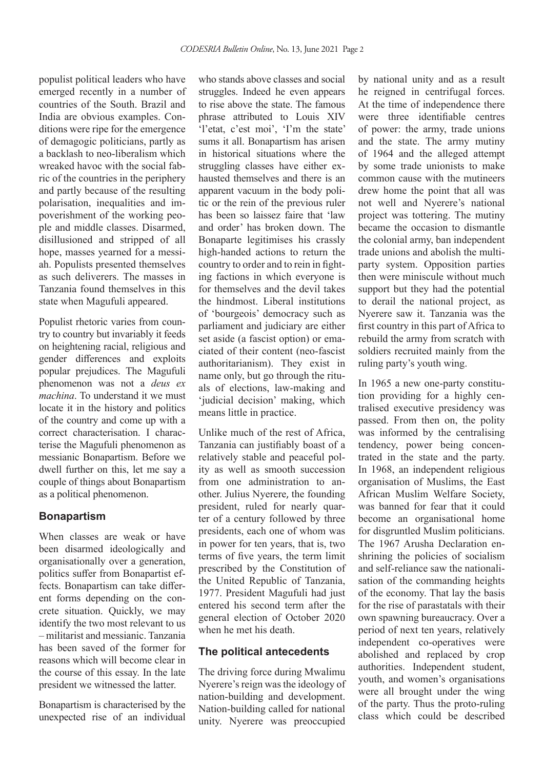populist political leaders who have emerged recently in a number of countries of the South. Brazil and India are obvious examples. Conditions were ripe for the emergence of demagogic politicians, partly as a backlash to neo-liberalism which wreaked havoc with the social fabric of the countries in the periphery and partly because of the resulting polarisation, inequalities and impoverishment of the working people and middle classes. Disarmed, disillusioned and stripped of all hope, masses yearned for a messiah. Populists presented themselves as such deliverers. The masses in Tanzania found themselves in this state when Magufuli appeared.

Populist rhetoric varies from country to country but invariably it feeds on heightening racial, religious and gender differences and exploits popular prejudices. The Magufuli phenomenon was not a *deus ex machina*. To understand it we must locate it in the history and politics of the country and come up with a correct characterisation. I characterise the Magufuli phenomenon as messianic Bonapartism. Before we dwell further on this, let me say a couple of things about Bonapartism as a political phenomenon.

## Bonapartism

When classes are weak or have been disarmed ideologically and organisationally over a generation, politics suffer from Bonapartist effects. Bonapartism can take different forms depending on the concrete situation. Quickly, we may identify the two most relevant to us – militarist and messianic. Tanzania has been saved of the former for reasons which will become clear in the course of this essay. In the late president we witnessed the latter.

Bonapartism is characterised by the unexpected rise of an individual who stands above classes and social struggles. Indeed he even appears to rise above the state. The famous phrase attributed to Louis XIV 'l'etat, c'est moi', 'I'm the state' sums it all. Bonapartism has arisen in historical situations where the struggling classes have either exhausted themselves and there is an apparent vacuum in the body politic or the rein of the previous ruler has been so laissez faire that 'law and order' has broken down. The Bonaparte legitimises his crassly high-handed actions to return the country to order and to rein in fighting factions in which everyone is for themselves and the devil takes the hindmost. Liberal institutions of 'bourgeois' democracy such as parliament and judiciary are either set aside (a fascist option) or emaciated of their content (neo-fascist authoritarianism). They exist in name only, but go through the rituals of elections, law-making and 'judicial decision' making, which means little in practice.

Unlike much of the rest of Africa, Tanzania can justifiably boast of a relatively stable and peaceful polity as well as smooth succession from one administration to another. Julius Nyerere, the founding president, ruled for nearly quarter of a century followed by three presidents, each one of whom was in power for ten years, that is, two terms of five years, the term limit prescribed by the Constitution of the United Republic of Tanzania, 1977. President Magufuli had just entered his second term after the general election of October 2020 when he met his death.

## The political antecedents

The driving force during Mwalimu Nyerere's reign was the ideology of nation-building and development. Nation-building called for national unity. Nyerere was preoccupied by national unity and as a result he reigned in centrifugal forces. At the time of independence there were three identifiable centres of power: the army, trade unions and the state. The army mutiny of 1964 and the alleged attempt by some trade unionists to make common cause with the mutineers drew home the point that all was not well and Nyerere's national project was tottering. The mutiny became the occasion to dismantle the colonial army, ban independent trade unions and abolish the multi-party system. Opposition parties then were miniscule without much support but they had the potential to derail the national project, as Nyerere saw it. Tanzania was the first country in this part of Africa to rebuild the army from scratch with soldiers recruited mainly from the ruling party's youth wing.

In 1965 a new one-party constitution providing for a highly centralised executive presidency was passed. From then on, the polity was informed by the centralising tendency, power being concentrated in the state and the party. In 1968, an independent religious organisation of Muslims, the East African Muslim Welfare Society, was banned for fear that it could become an organisational home for disgruntled Muslim politicians. The 1967 Arusha Declaration enshrining the policies of socialism and self-reliance saw the nationalisation of the commanding heights of the economy. That lay the basis for the rise of parastatals with their own spawning bureaucracy. Over a period of next ten years, relatively independent co-operatives were abolished and replaced by crop authorities. Independent student, youth, and women's organisations were all brought under the wing of the party. Thus the proto-ruling class which could be described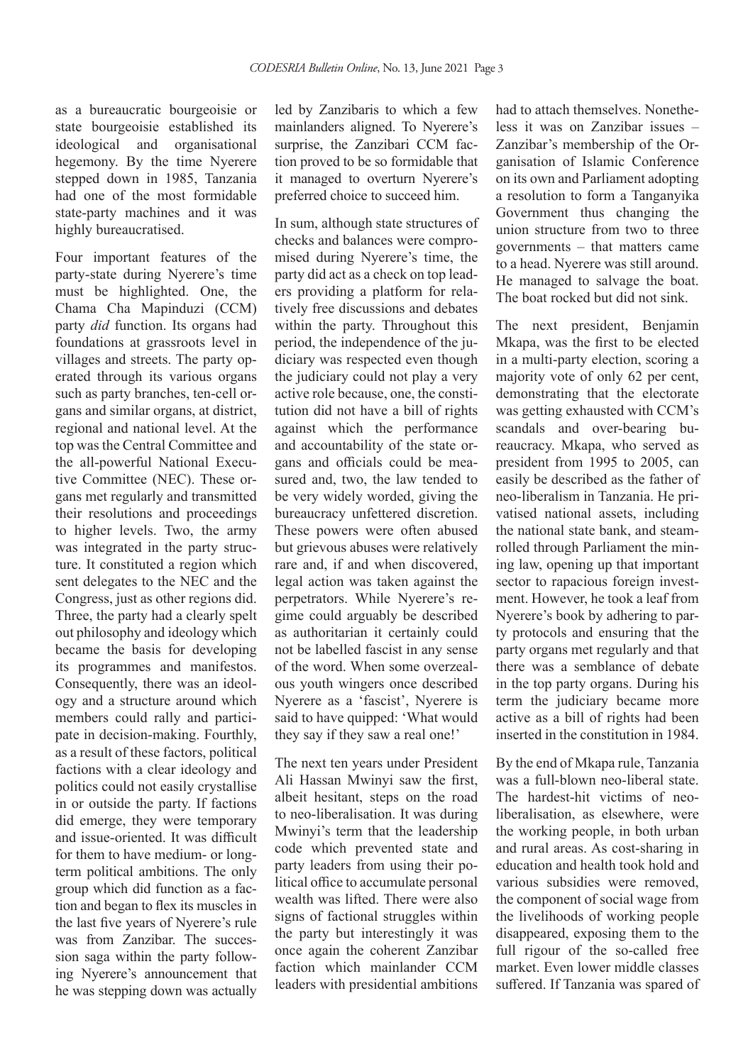as a bureaucratic bourgeoisie or state bourgeoisie established its ideological and organisational hegemony. By the time Nyerere stepped down in 1985, Tanzania had one of the most formidable state-party machines and it was highly bureaucratised.

Four important features of the party-state during Nyerere's time must be highlighted. One, the Chama Cha Mapinduzi (CCM) party *did* function. Its organs had foundations at grassroots level in villages and streets. The party operated through its various organs such as party branches, ten-cell organs and similar organs, at district, regional and national level. At the top was the Central Committee and the all-powerful National Executive Committee (NEC). These organs met regularly and transmitted their resolutions and proceedings to higher levels. Two, the army was integrated in the party structure. It constituted a region which sent delegates to the NEC and the Congress, just as other regions did. Three, the party had a clearly spelt out philosophy and ideology which became the basis for developing its programmes and manifestos. Consequently, there was an ideology and a structure around which members could rally and participate in decision-making. Fourthly, as a result of these factors, political factions with a clear ideology and politics could not easily crystallise in or outside the party. If factions did emerge, they were temporary and issue-oriented. It was difficult for them to have medium- or long-term political ambitions. The only group which did function as a faction and began to flex its muscles in the last five years of Nyerere's rule was from Zanzibar. The succession saga within the party following Nyerere's announcement that he was stepping down was actually led by Zanzibaris to which a few mainlanders aligned. To Nyerere's surprise, the Zanzibari CCM faction proved to be so formidable that it managed to overturn Nyerere's preferred choice to succeed him.

In sum, although state structures of checks and balances were compromised during Nyerere's time, the party did act as a check on top leaders providing a platform for relatively free discussions and debates within the party. Throughout this period, the independence of the judiciary was respected even though the judiciary could not play a very active role because, one, the constitution did not have a bill of rights against which the performance and accountability of the state organs and officials could be measured and, two, the law tended to be very widely worded, giving the bureaucracy unfettered discretion. These powers were often abused but grievous abuses were relatively rare and, if and when discovered, legal action was taken against the perpetrators. While Nyerere's regime could arguably be described as authoritarian it certainly could not be labelled fascist in any sense of the word. When some overzealous youth wingers once described Nyerere as a 'fascist', Nyerere is said to have quipped: 'What would they say if they saw a real one!'

The next ten years under President Ali Hassan Mwinyi saw the first, albeit hesitant, steps on the road to neo-liberalisation. It was during Mwinyi's term that the leadership code which prevented state and party leaders from using their political office to accumulate personal wealth was lifted. There were also signs of factional struggles within the party but interestingly it was once again the coherent Zanzibar faction which mainlander CCM leaders with presidential ambitions had to attach themselves. Nonetheless it was on Zanzibar issues – Zanzibar's membership of the Organisation of Islamic Conference on its own and Parliament adopting a resolution to form a Tanganyika Government thus changing the union structure from two to three governments – that matters came to a head. Nyerere was still around. He managed to salvage the boat. The boat rocked but did not sink.

The next president, Benjamin Mkapa, was the first to be elected in a multi-party election, scoring a majority vote of only 62 per cent, demonstrating that the electorate was getting exhausted with CCM's scandals and over-bearing bureaucracy. Mkapa, who served as president from 1995 to 2005, can easily be described as the father of neo-liberalism in Tanzania. He privatised national assets, including the national state bank, and steamrolled through Parliament the mining law, opening up that important sector to rapacious foreign investment. However, he took a leaf from Nyerere's book by adhering to party protocols and ensuring that the party organs met regularly and that there was a semblance of debate in the top party organs. During his term the judiciary became more active as a bill of rights had been inserted in the constitution in 1984.

By the end of Mkapa rule, Tanzania was a full-blown neo-liberal state. The hardest-hit victims of neo-liberalisation, as elsewhere, were the working people, in both urban and rural areas. As cost-sharing in education and health took hold and various subsidies were removed, the component of social wage from the livelihoods of working people disappeared, exposing them to the full rigour of the so-called free market. Even lower middle classes suffered. If Tanzania was spared of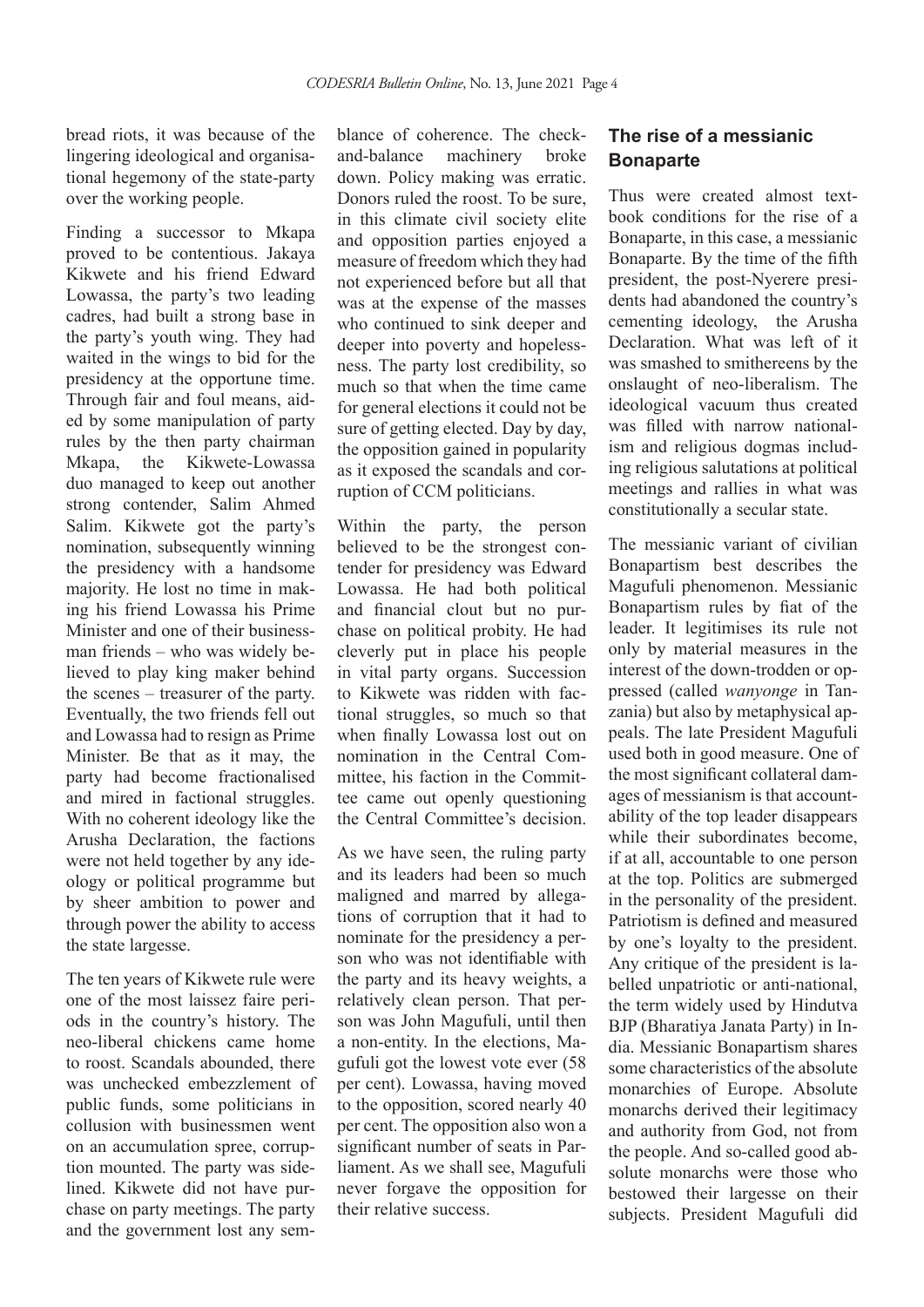bread riots, it was because of the lingering ideological and organisational hegemony of the state-party over the working people.

Finding a successor to Mkapa proved to be contentious. Jakaya Kikwete and his friend Edward Lowassa, the party's two leading cadres, had built a strong base in the party's youth wing. They had waited in the wings to bid for the presidency at the opportune time. Through fair and foul means, aided by some manipulation of party rules by the then party chairman Mkapa, the Kikwete-Lowassa duo managed to keep out another strong contender, Salim Ahmed Salim. Kikwete got the party's nomination, subsequently winning the presidency with a handsome majority. He lost no time in making his friend Lowassa his Prime Minister and one of their businessman friends – who was widely believed to play king maker behind the scenes – treasurer of the party. Eventually, the two friends fell out and Lowassa had to resign as Prime Minister. Be that as it may, the party had become fractionalised and mired in factional struggles. With no coherent ideology like the Arusha Declaration, the factions were not held together by any ideology or political programme but by sheer ambition to power and through power the ability to access the state largesse.

The ten years of Kikwete rule were one of the most laissez faire periods in the country's history. The neo-liberal chickens came home to roost. Scandals abounded, there was unchecked embezzlement of public funds, some politicians in collusion with businessmen went on an accumulation spree, corruption mounted. The party was sidelined. Kikwete did not have purchase on party meetings. The party and the government lost any semblance of coherence. The check-and-balance machinery broke down. Policy making was erratic. Donors ruled the roost. To be sure, in this climate civil society elite and opposition parties enjoyed a measure of freedom which they had not experienced before but all that was at the expense of the masses who continued to sink deeper and deeper into poverty and hopelessness. The party lost credibility, so much so that when the time came for general elections it could not be sure of getting elected. Day by day, the opposition gained in popularity as it exposed the scandals and corruption of CCM politicians.

Within the party, the person believed to be the strongest contender for presidency was Edward Lowassa. He had both political and financial clout but no purchase on political probity. He had cleverly put in place his people in vital party organs. Succession to Kikwete was ridden with factional struggles, so much so that when finally Lowassa lost out on nomination in the Central Committee, his faction in the Committee came out openly questioning the Central Committee's decision.

As we have seen, the ruling party and its leaders had been so much maligned and marred by allegations of corruption that it had to nominate for the presidency a person who was not identifiable with the party and its heavy weights, a relatively clean person. That person was John Magufuli, until then a non-entity. In the elections, Magufuli got the lowest vote ever (58 per cent). Lowassa, having moved to the opposition, scored nearly 40 per cent. The opposition also won a significant number of seats in Parliament. As we shall see, Magufuli never forgave the opposition for their relative success.

## The rise of a messianic Bonaparte

Thus were created almost textbook conditions for the rise of a Bonaparte, in this case, a messianic Bonaparte. By the time of the fifth president, the post-Nyerere presidents had abandoned the country's cementing ideology, the Arusha Declaration. What was left of it was smashed to smithereens by the onslaught of neo-liberalism. The ideological vacuum thus created was filled with narrow nationalism and religious dogmas including religious salutations at political meetings and rallies in what was constitutionally a secular state.

The messianic variant of civilian Bonapartism best describes the Magufuli phenomenon. Messianic Bonapartism rules by fiat of the leader. It legitimises its rule not only by material measures in the interest of the down-trodden or oppressed (called *wanyonge* in Tanzania) but also by metaphysical appeals. The late President Magufuli used both in good measure. One of the most significant collateral damages of messianism is that accountability of the top leader disappears while their subordinates become, if at all, accountable to one person at the top. Politics are submerged in the personality of the president. Patriotism is defined and measured by one's loyalty to the president. Any critique of the president is labelled unpatriotic or anti-national, the term widely used by Hindutva BJP (Bharatiya Janata Party) in India. Messianic Bonapartism shares some characteristics of the absolute monarchies of Europe. Absolute monarchs derived their legitimacy and authority from God, not from the people. And so-called good absolute monarchs were those who bestowed their largesse on their subjects. President Magufuli did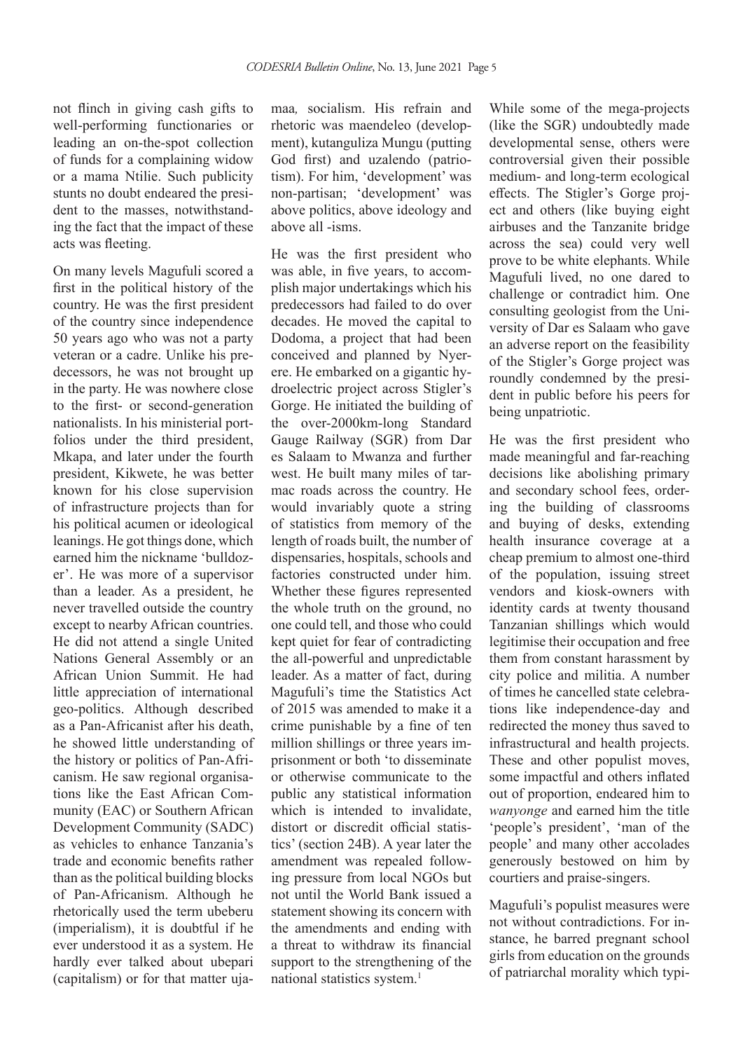not flinch in giving cash gifts to well-performing functionaries or leading an on-the-spot collection of funds for a complaining widow or a mama Ntilie. Such publicity stunts no doubt endeared the president to the masses, notwithstanding the fact that the impact of these acts was fleeting.

On many levels Magufuli scored a first in the political history of the country. He was the first president of the country since independence 50 years ago who was not a party veteran or a cadre. Unlike his predecessors, he was not brought up in the party. He was nowhere close to the first- or second-generation nationalists. In his ministerial portfolios under the third president, Mkapa, and later under the fourth president, Kikwete, he was better known for his close supervision of infrastructure projects than for his political acumen or ideological leanings. He got things done, which earned him the nickname 'bulldozer'. He was more of a supervisor than a leader. As a president, he never travelled outside the country except to nearby African countries. He did not attend a single United Nations General Assembly or an African Union Summit. He had little appreciation of international geo-politics. Although described as a Pan-Africanist after his death, he showed little understanding of the history or politics of Pan-Africanism. He saw regional organisations like the East African Community (EAC) or Southern African Development Community (SADC) as vehicles to enhance Tanzania's trade and economic benefits rather than as the political building blocks of Pan-Africanism. Although he rhetorically used the term ubeberu (imperialism), it is doubtful if he ever understood it as a system. He hardly ever talked about ubepari (capitalism) or for that matter ujamaa*,* socialism. His refrain and rhetoric was maendeleo (development), kutanguliza Mungu (putting God first) and uzalendo (patriotism). For him, 'development' was non-partisan; 'development' was above politics, above ideology and above all -isms.

He was the first president who was able, in five years, to accomplish major undertakings which his predecessors had failed to do over decades. He moved the capital to Dodoma, a project that had been conceived and planned by Nyerere. He embarked on a gigantic hydroelectric project across Stigler's Gorge. He initiated the building of the over-2000km-long Standard Gauge Railway (SGR) from Dar es Salaam to Mwanza and further west. He built many miles of tarmac roads across the country. He would invariably quote a string of statistics from memory of the length of roads built, the number of dispensaries, hospitals, schools and factories constructed under him. Whether these figures represented the whole truth on the ground, no one could tell, and those who could kept quiet for fear of contradicting the all-powerful and unpredictable leader. As a matter of fact, during Magufuli's time the Statistics Act of 2015 was amended to make it a crime punishable by a fine of ten million shillings or three years imprisonment or both 'to disseminate or otherwise communicate to the public any statistical information which is intended to invalidate, distort or discredit official statistics' (section 24B). A year later the amendment was repealed following pressure from local NGOs but not until the World Bank issued a statement showing its concern with the amendments and ending with a threat to withdraw its financial support to the strengthening of the national statistics system.[1]

While some of the mega-projects (like the SGR) undoubtedly made developmental sense, others were controversial given their possible medium- and long-term ecological effects. The Stigler's Gorge project and others (like buying eight airbuses and the Tanzanite bridge across the sea) could very well prove to be white elephants. While Magufuli lived, no one dared to challenge or contradict him. One consulting geologist from the University of Dar es Salaam who gave an adverse report on the feasibility of the Stigler's Gorge project was roundly condemned by the president in public before his peers for being unpatriotic.

He was the first president who made meaningful and far-reaching decisions like abolishing primary and secondary school fees, ordering the building of classrooms and buying of desks, extending health insurance coverage at a cheap premium to almost one-third of the population, issuing street vendors and kiosk-owners with identity cards at twenty thousand Tanzanian shillings which would legitimise their occupation and free them from constant harassment by city police and militia. A number of times he cancelled state celebrations like independence-day and redirected the money thus saved to infrastructural and health projects. These and other populist moves, some impactful and others inflated out of proportion, endeared him to *wanyonge* and earned him the title 'people's president', 'man of the people' and many other accolades generously bestowed on him by courtiers and praise-singers.

Magufuli's populist measures were not without contradictions. For instance, he barred pregnant school girls from education on the grounds of patriarchal morality which typi-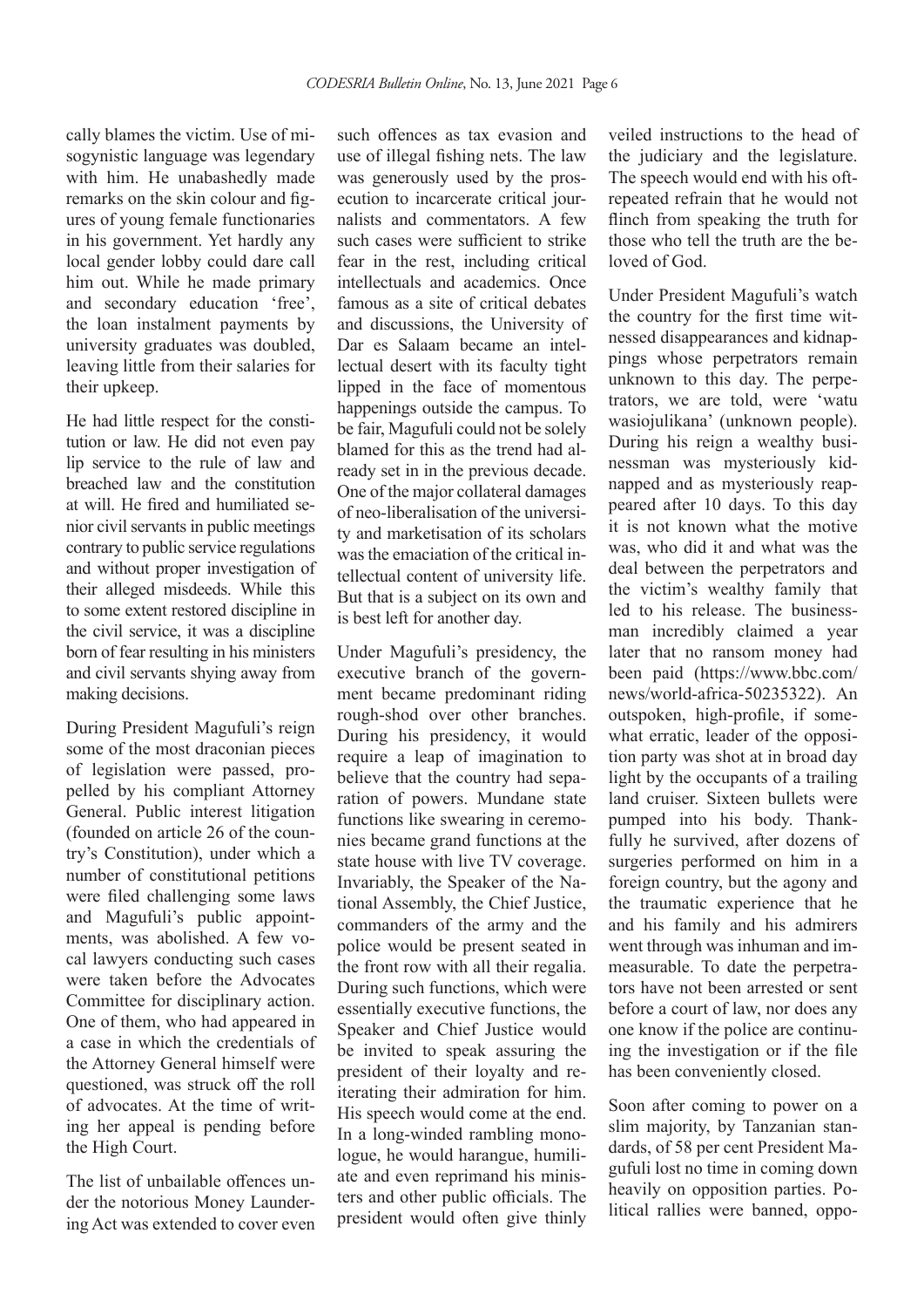cally blames the victim. Use of misogynistic language was legendary with him. He unabashedly made remarks on the skin colour and figures of young female functionaries in his government. Yet hardly any local gender lobby could dare call him out. While he made primary and secondary education 'free', the loan instalment payments by university graduates was doubled, leaving little from their salaries for their upkeep.

He had little respect for the constitution or law. He did not even pay lip service to the rule of law and breached law and the constitution at will. He fired and humiliated senior civil servants in public meetings contrary to public service regulations and without proper investigation of their alleged misdeeds. While this to some extent restored discipline in the civil service, it was a discipline born of fear resulting in his ministers and civil servants shying away from making decisions.

During President Magufuli's reign some of the most draconian pieces of legislation were passed, propelled by his compliant Attorney General. Public interest litigation (founded on article 26 of the country's Constitution), under which a number of constitutional petitions were filed challenging some laws and Magufuli's public appointments, was abolished. A few vocal lawyers conducting such cases were taken before the Advocates Committee for disciplinary action. One of them, who had appeared in a case in which the credentials of the Attorney General himself were questioned, was struck off the roll of advocates. At the time of writing her appeal is pending before the High Court.

The list of unbailable offences under the notorious Money Laundering Act was extended to cover even such offences as tax evasion and use of illegal fishing nets. The law was generously used by the prosecution to incarcerate critical journalists and commentators. A few such cases were sufficient to strike fear in the rest, including critical intellectuals and academics. Once famous as a site of critical debates and discussions, the University of Dar es Salaam became an intellectual desert with its faculty tight lipped in the face of momentous happenings outside the campus. To be fair, Magufuli could not be solely blamed for this as the trend had already set in in the previous decade. One of the major collateral damages of neo-liberalisation of the university and marketisation of its scholars was the emaciation of the critical intellectual content of university life. But that is a subject on its own and is best left for another day.

Under Magufuli's presidency, the executive branch of the government became predominant riding rough-shod over other branches. During his presidency, it would require a leap of imagination to believe that the country had separation of powers. Mundane state functions like swearing in ceremonies became grand functions at the state house with live TV coverage. Invariably, the Speaker of the National Assembly, the Chief Justice, commanders of the army and the police would be present seated in the front row with all their regalia. During such functions, which were essentially executive functions, the Speaker and Chief Justice would be invited to speak assuring the president of their loyalty and reiterating their admiration for him. His speech would come at the end. In a long-winded rambling monologue, he would harangue, humiliate and even reprimand his ministers and other public officials. The president would often give thinly veiled instructions to the head of the judiciary and the legislature. The speech would end with his oft-repeated refrain that he would not flinch from speaking the truth for those who tell the truth are the beloved of God.

Under President Magufuli's watch the country for the first time witnessed disappearances and kidnappings whose perpetrators remain unknown to this day. The perpetrators, we are told, were 'watu wasiojulikana' (unknown people). During his reign a wealthy businessman was mysteriously kidnapped and as mysteriously reappeared after 10 days. To this day it is not known what the motive was, who did it and what was the deal between the perpetrators and the victim's wealthy family that led to his release. The businessman incredibly claimed a year later that no ransom money had been paid (https://www.bbc.com/news/world-africa-50235322). An outspoken, high-profile, if somewhat erratic, leader of the opposition party was shot at in broad day light by the occupants of a trailing land cruiser. Sixteen bullets were pumped into his body. Thankfully he survived, after dozens of surgeries performed on him in a foreign country, but the agony and the traumatic experience that he and his family and his admirers went through was inhuman and immeasurable. To date the perpetrators have not been arrested or sent before a court of law, nor does any one know if the police are continuing the investigation or if the file has been conveniently closed.

Soon after coming to power on a slim majority, by Tanzanian standards, of 58 per cent President Magufuli lost no time in coming down heavily on opposition parties. Political rallies were banned, oppo-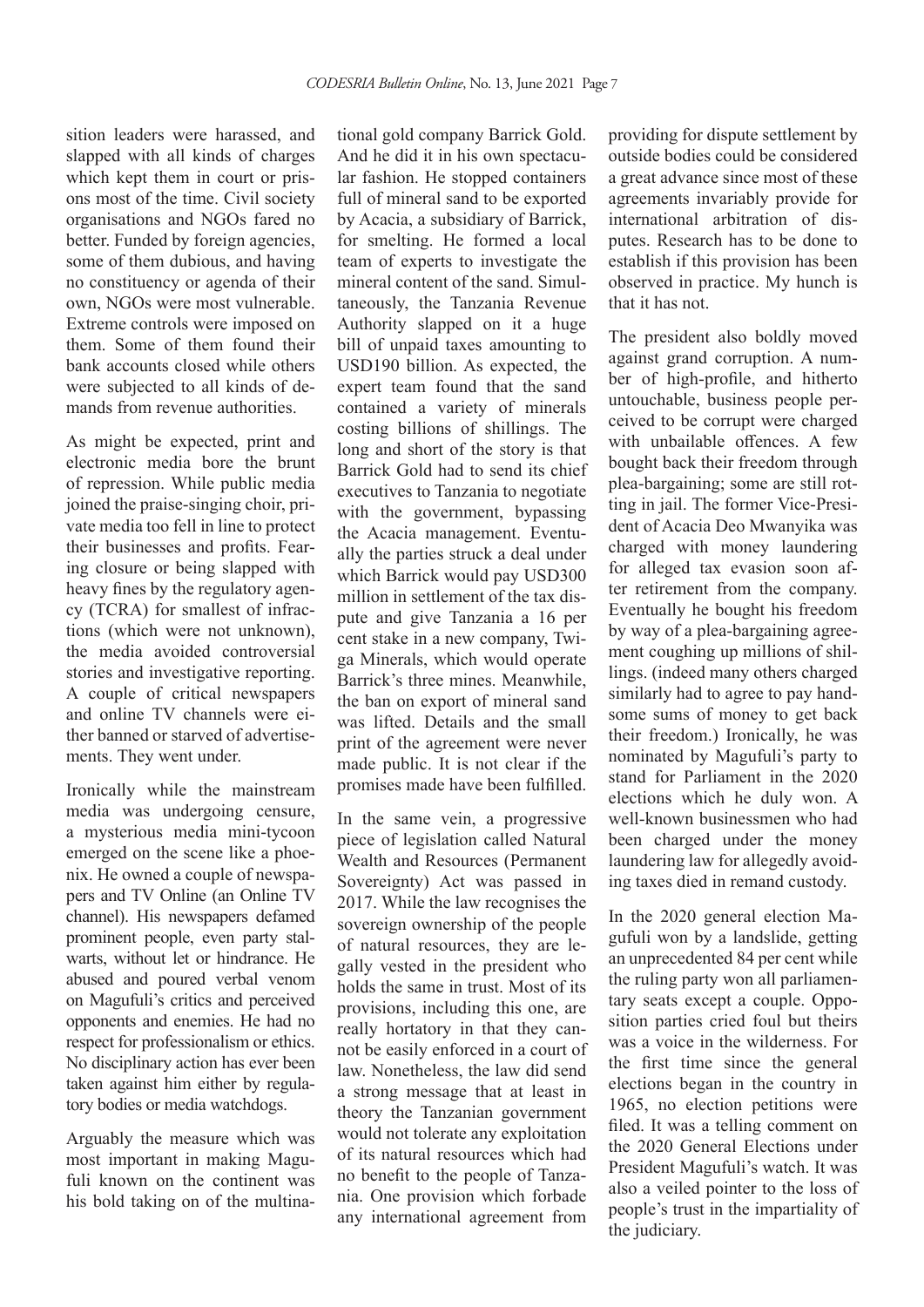sition leaders were harassed, and slapped with all kinds of charges which kept them in court or prisons most of the time. Civil society organisations and NGOs fared no better. Funded by foreign agencies, some of them dubious, and having no constituency or agenda of their own, NGOs were most vulnerable. Extreme controls were imposed on them. Some of them found their bank accounts closed while others were subjected to all kinds of demands from revenue authorities.

As might be expected, print and electronic media bore the brunt of repression. While public media joined the praise-singing choir, private media too fell in line to protect their businesses and profits. Fearing closure or being slapped with heavy fines by the regulatory agency (TCRA) for smallest of infractions (which were not unknown), the media avoided controversial stories and investigative reporting. A couple of critical newspapers and online TV channels were either banned or starved of advertisements. They went under.

Ironically while the mainstream media was undergoing censure, a mysterious media mini-tycoon emerged on the scene like a phoenix. He owned a couple of newspapers and TV Online (an Online TV channel). His newspapers defamed prominent people, even party stalwarts, without let or hindrance. He abused and poured verbal venom on Magufuli's critics and perceived opponents and enemies. He had no respect for professionalism or ethics. No disciplinary action has ever been taken against him either by regulatory bodies or media watchdogs.

Arguably the measure which was most important in making Magufuli known on the continent was his bold taking on of the multinational gold company Barrick Gold. And he did it in his own spectacular fashion. He stopped containers full of mineral sand to be exported by Acacia, a subsidiary of Barrick, for smelting. He formed a local team of experts to investigate the mineral content of the sand. Simultaneously, the Tanzania Revenue Authority slapped on it a huge bill of unpaid taxes amounting to USD190 billion. As expected, the expert team found that the sand contained a variety of minerals costing billions of shillings. The long and short of the story is that Barrick Gold had to send its chief executives to Tanzania to negotiate with the government, bypassing the Acacia management. Eventually the parties struck a deal under which Barrick would pay USD300 million in settlement of the tax dispute and give Tanzania a 16 per cent stake in a new company, Twiga Minerals, which would operate Barrick's three mines. Meanwhile, the ban on export of mineral sand was lifted. Details and the small print of the agreement were never made public. It is not clear if the promises made have been fulfilled.

In the same vein, a progressive piece of legislation called Natural Wealth and Resources (Permanent Sovereignty) Act was passed in 2017. While the law recognises the sovereign ownership of the people of natural resources, they are legally vested in the president who holds the same in trust. Most of its provisions, including this one, are really hortatory in that they cannot be easily enforced in a court of law. Nonetheless, the law did send a strong message that at least in theory the Tanzanian government would not tolerate any exploitation of its natural resources which had no benefit to the people of Tanzania. One provision which forbade any international agreement from providing for dispute settlement by outside bodies could be considered a great advance since most of these agreements invariably provide for international arbitration of disputes. Research has to be done to establish if this provision has been observed in practice. My hunch is that it has not.

The president also boldly moved against grand corruption. A number of high-profile, and hitherto untouchable, business people perceived to be corrupt were charged with unbailable offences. A few bought back their freedom through plea-bargaining; some are still rotting in jail. The former Vice-President of Acacia Deo Mwanyika was charged with money laundering for alleged tax evasion soon after retirement from the company. Eventually he bought his freedom by way of a plea-bargaining agreement coughing up millions of shillings. (indeed many others charged similarly had to agree to pay handsome sums of money to get back their freedom.) Ironically, he was nominated by Magufuli's party to stand for Parliament in the 2020 elections which he duly won. A well-known businessmen who had been charged under the money laundering law for allegedly avoiding taxes died in remand custody.

In the 2020 general election Magufuli won by a landslide, getting an unprecedented 84 per cent while the ruling party won all parliamentary seats except a couple. Opposition parties cried foul but theirs was a voice in the wilderness. For the first time since the general elections began in the country in 1965, no election petitions were filed. It was a telling comment on the 2020 General Elections under President Magufuli's watch. It was also a veiled pointer to the loss of people's trust in the impartiality of the judiciary.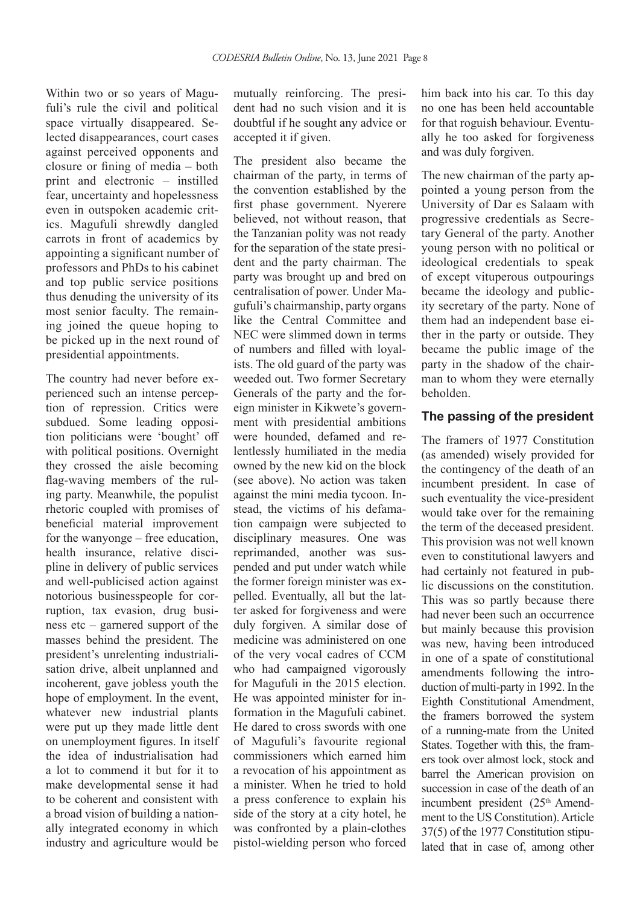Within two or so years of Magufuli's rule the civil and political space virtually disappeared. Selected disappearances, court cases against perceived opponents and closure or fining of media – both print and electronic – instilled fear, uncertainty and hopelessness even in outspoken academic critics. Magufuli shrewdly dangled carrots in front of academics by appointing a significant number of professors and PhDs to his cabinet and top public service positions thus denuding the university of its most senior faculty. The remaining joined the queue hoping to be picked up in the next round of presidential appointments.

The country had never before experienced such an intense perception of repression. Critics were subdued. Some leading opposition politicians were 'bought' off with political positions. Overnight they crossed the aisle becoming flag-waving members of the ruling party. Meanwhile, the populist rhetoric coupled with promises of beneficial material improvement for the wanyonge – free education, health insurance, relative discipline in delivery of public services and well-publicised action against notorious businesspeople for corruption, tax evasion, drug business etc – garnered support of the masses behind the president. The president's unrelenting industrialisation drive, albeit unplanned and incoherent, gave jobless youth the hope of employment. In the event, whatever new industrial plants were put up they made little dent on unemployment figures. In itself the idea of industrialisation had a lot to commend it but for it to make developmental sense it had to be coherent and consistent with a broad vision of building a nationally integrated economy in which industry and agriculture would be mutually reinforcing. The president had no such vision and it is doubtful if he sought any advice or accepted it if given.

The president also became the chairman of the party, in terms of the convention established by the first phase government. Nyerere believed, not without reason, that the Tanzanian polity was not ready for the separation of the state president and the party chairman. The party was brought up and bred on centralisation of power. Under Magufuli's chairmanship, party organs like the Central Committee and NEC were slimmed down in terms of numbers and filled with loyalists. The old guard of the party was weeded out. Two former Secretary Generals of the party and the foreign minister in Kikwete's government with presidential ambitions were hounded, defamed and relentlessly humiliated in the media owned by the new kid on the block (see above). No action was taken against the mini media tycoon. Instead, the victims of his defamation campaign were subjected to disciplinary measures. One was reprimanded, another was suspended and put under watch while the former foreign minister was expelled. Eventually, all but the latter asked for forgiveness and were duly forgiven. A similar dose of medicine was administered on one of the very vocal cadres of CCM who had campaigned vigorously for Magufuli in the 2015 election. He was appointed minister for information in the Magufuli cabinet. He dared to cross swords with one of Magufuli's favourite regional commissioners which earned him a revocation of his appointment as a minister. When he tried to hold a press conference to explain his side of the story at a city hotel, he was confronted by a plain-clothes pistol-wielding person who forced him back into his car. To this day no one has been held accountable for that roguish behaviour. Eventually he too asked for forgiveness and was duly forgiven.

The new chairman of the party appointed a young person from the University of Dar es Salaam with progressive credentials as Secretary General of the party. Another young person with no political or ideological credentials to speak of except vituperous outpourings became the ideology and publicity secretary of the party. None of them had an independent base either in the party or outside. They became the public image of the party in the shadow of the chairman to whom they were eternally beholden.

## The passing of the president

The framers of 1977 Constitution (as amended) wisely provided for the contingency of the death of an incumbent president. In case of such eventuality the vice-president would take over for the remaining the term of the deceased president. This provision was not well known even to constitutional lawyers and had certainly not featured in public discussions on the constitution. This was so partly because there had never been such an occurrence but mainly because this provision was new, having been introduced in one of a spate of constitutional amendments following the introduction of multi-party in 1992. In the Eighth Constitutional Amendment, the framers borrowed the system of a running-mate from the United States. Together with this, the framers took over almost lock, stock and barrel the American provision on succession in case of the death of an incumbent president (25th Amendment to the US Constitution). Article 37(5) of the 1977 Constitution stipulated that in case of, among other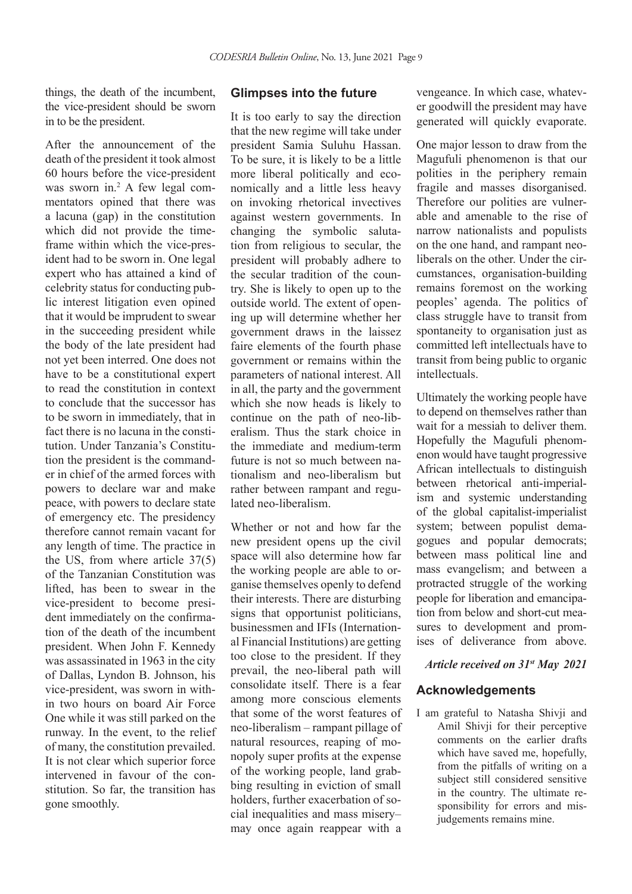things, the death of the incumbent, the vice-president should be sworn in to be the president.

After the announcement of the death of the president it took almost 60 hours before the vice-president was sworn in.[2] A few legal commentators opined that there was a lacuna (gap) in the constitution which did not provide the time-frame within which the vice-president had to be sworn in. One legal expert who has attained a kind of celebrity status for conducting public interest litigation even opined that it would be imprudent to swear in the succeeding president while the body of the late president had not yet been interred. One does not have to be a constitutional expert to read the constitution in context to conclude that the successor has to be sworn in immediately, that in fact there is no lacuna in the constitution. Under Tanzania's Constitution the president is the commander in chief of the armed forces with powers to declare war and make peace, with powers to declare state of emergency etc. The presidency therefore cannot remain vacant for any length of time. The practice in the US, from where article 37(5) of the Tanzanian Constitution was lifted, has been to swear in the vice-president to become president immediately on the confirmation of the death of the incumbent president. When John F. Kennedy was assassinated in 1963 in the city of Dallas, Lyndon B. Johnson, his vice-president, was sworn in within two hours on board Air Force One while it was still parked on the runway. In the event, to the relief of many, the constitution prevailed. It is not clear which superior force intervened in favour of the constitution. So far, the transition has gone smoothly.

## Glimpses into the future

It is too early to say the direction that the new regime will take under president Samia Suluhu Hassan. To be sure, it is likely to be a little more liberal politically and economically and a little less heavy on invoking rhetorical invectives against western governments. In changing the symbolic salutation from religious to secular, the president will probably adhere to the secular tradition of the country. She is likely to open up to the outside world. The extent of opening up will determine whether her government draws in the laissez faire elements of the fourth phase government or remains within the parameters of national interest. All in all, the party and the government which she now heads is likely to continue on the path of neo-liberalism. Thus the stark choice in the immediate and medium-term future is not so much between nationalism and neo-liberalism but rather between rampant and regulated neo-liberalism.

Whether or not and how far the new president opens up the civil space will also determine how far the working people are able to organise themselves openly to defend their interests. There are disturbing signs that opportunist politicians, businessmen and IFIs (International Financial Institutions) are getting too close to the president. If they prevail, the neo-liberal path will consolidate itself. There is a fear among more conscious elements that some of the worst features of neo-liberalism – rampant pillage of natural resources, reaping of monopoly super profits at the expense of the working people, land grabbing resulting in eviction of small holders, further exacerbation of social inequalities and mass misery– may once again reappear with a vengeance. In which case, whatever goodwill the president may have generated will quickly evaporate.

One major lesson to draw from the Magufuli phenomenon is that our polities in the periphery remain fragile and masses disorganised. Therefore our polities are vulnerable and amenable to the rise of narrow nationalists and populists on the one hand, and rampant neo-liberals on the other. Under the circumstances, organisation-building remains foremost on the working peoples' agenda. The politics of class struggle have to transit from spontaneity to organisation just as committed left intellectuals have to transit from being public to organic intellectuals.

Ultimately the working people have to depend on themselves rather than wait for a messiah to deliver them. Hopefully the Magufuli phenomenon would have taught progressive African intellectuals to distinguish between rhetorical anti-imperialism and systemic understanding of the global capitalist-imperialist system; between populist demagogues and popular democrats; between mass political line and mass evangelism; and between a protracted struggle of the working people for liberation and emancipation from below and short-cut measures to development and promises of deliverance from above.

***Article received on 31st May 2021***

## Acknowledgements

I am grateful to Natasha Shivji and Amil Shivji for their perceptive comments on the earlier drafts which have saved me, hopefully, from the pitfalls of writing on a subject still considered sensitive in the country. The ultimate responsibility for errors and misjudgements remains mine.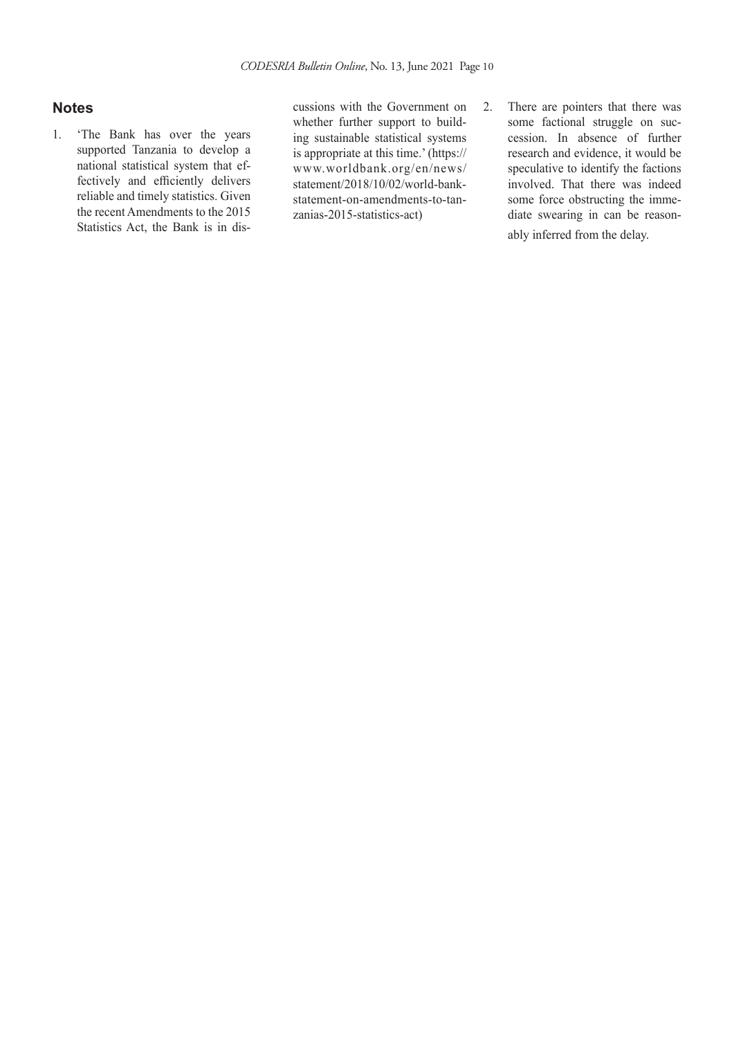## Notes

1. 'The Bank has over the years supported Tanzania to develop a national statistical system that effectively and efficiently delivers reliable and timely statistics. Given the recent Amendments to the 2015 Statistics Act, the Bank is in discussions with the Government on whether further support to building sustainable statistical systems is appropriate at this time.' (https://www.worldbank.org/en/news/statement/2018/10/02/world-bank-statement-on-amendments-to-tanzanias-2015-statistics-act)

2. There are pointers that there was some factional struggle on succession. In absence of further research and evidence, it would be speculative to identify the factions involved. That there was indeed some force obstructing the immediate swearing in can be reasonably inferred from the delay.